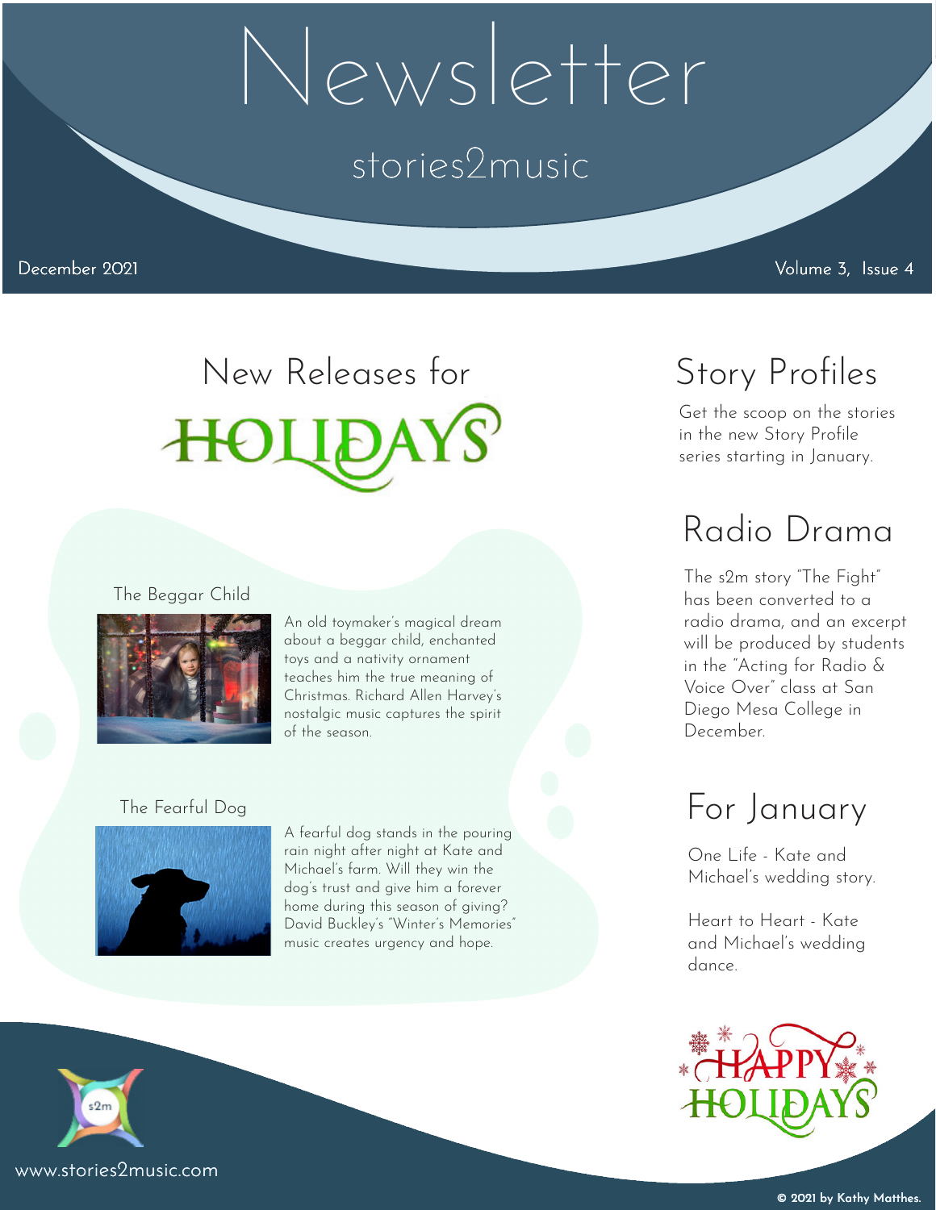# Newsletter

stories2music

December 2021

Volume 3, Issue 4

## New Releases for HOLIDAYS

### The Beggar Child

An old toymaker's magical dream about a beggar child, enchanted toys and a nativity ornament teaches him the true meaning of Christmas. Richard Allen Harvey's nostalgic music captures the spirit of the season.

### The Fearful Dog

A fearful dog stands in the pouring rain night after night at Kate and Michael's farm. Will they win the dog's trust and give him a forever home during this season of giving? David Buckley's "Winter's Memories" music creates urgency and hope.

## Story Profiles

Get the scoop on the stories in the new Story Profile series starting in January.

## Radio Drama

The s2m story "The Fight" has been converted to a radio drama, and an excerpt will be produced by students in the "Acting for Radio & Voice Over" class at San Diego Mesa College in December.

## For January

One Life - Kate and Michael's wedding story.

Heart to Heart - Kate and Michael's wedding dance.

HAPPY HOLIDAYS

s2m

www.stories2music.com

© 2021 by Kathy Matthes.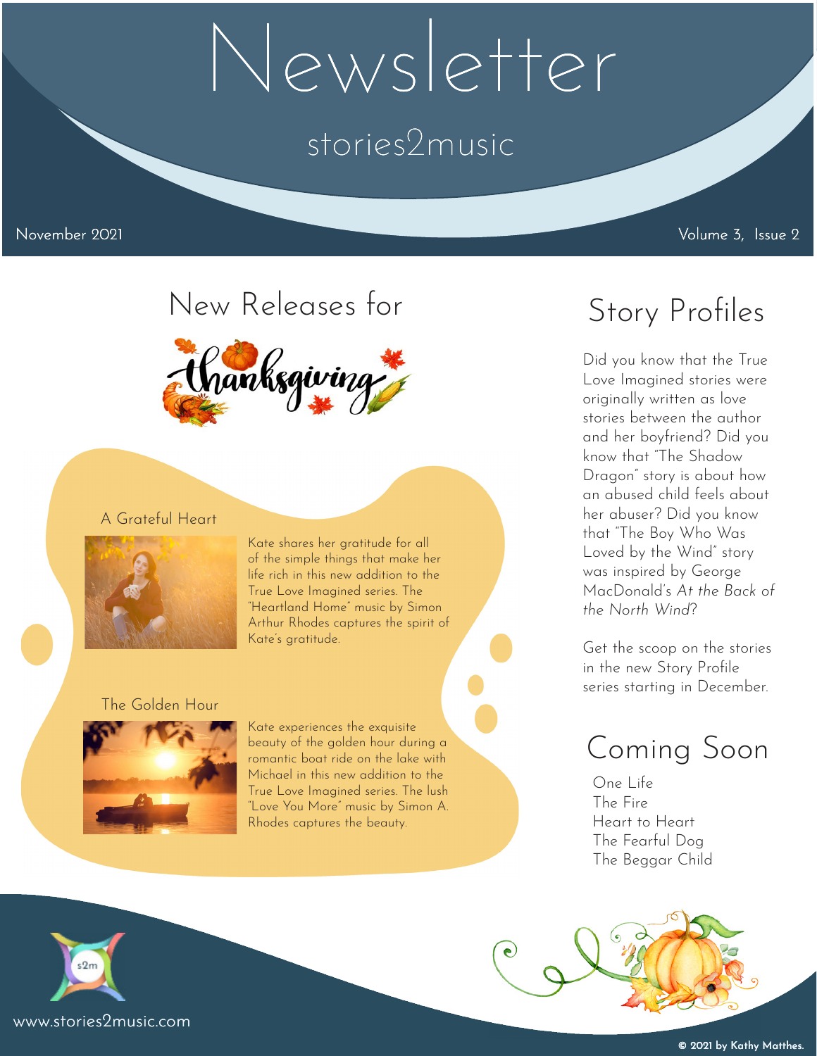# Newsletter

stories2music

November 2021

Volume 3, Issue 2

## New Releases for Thanksgiving

### A Grateful Heart

Kate shares her gratitude for all of the simple things that make her life rich in this new addition to the True Love Imagined series. The "Heartland Home" music by Simon Arthur Rhodes captures the spirit of Kate's gratitude.

### The Golden Hour

Kate experiences the exquisite beauty of the golden hour during a romantic boat ride on the lake with Michael in this new addition to the True Love Imagined series. The lush "Love You More" music by Simon A. Rhodes captures the beauty.

## Story Profiles

Did you know that the True Love Imagined stories were originally written as love stories between the author and her boyfriend? Did you know that "The Shadow Dragon" story is about how an abused child feels about her abuser? Did you know that "The Boy Who Was Loved by the Wind" story was inspired by George MacDonald's *At the Back of the North Wind*?

Get the scoop on the stories in the new Story Profile series starting in December.

## Coming Soon

One Life
The Fire
Heart to Heart
The Fearful Dog
The Beggar Child

s2m

www.stories2music.com

**© 2021 by Kathy Matthes.**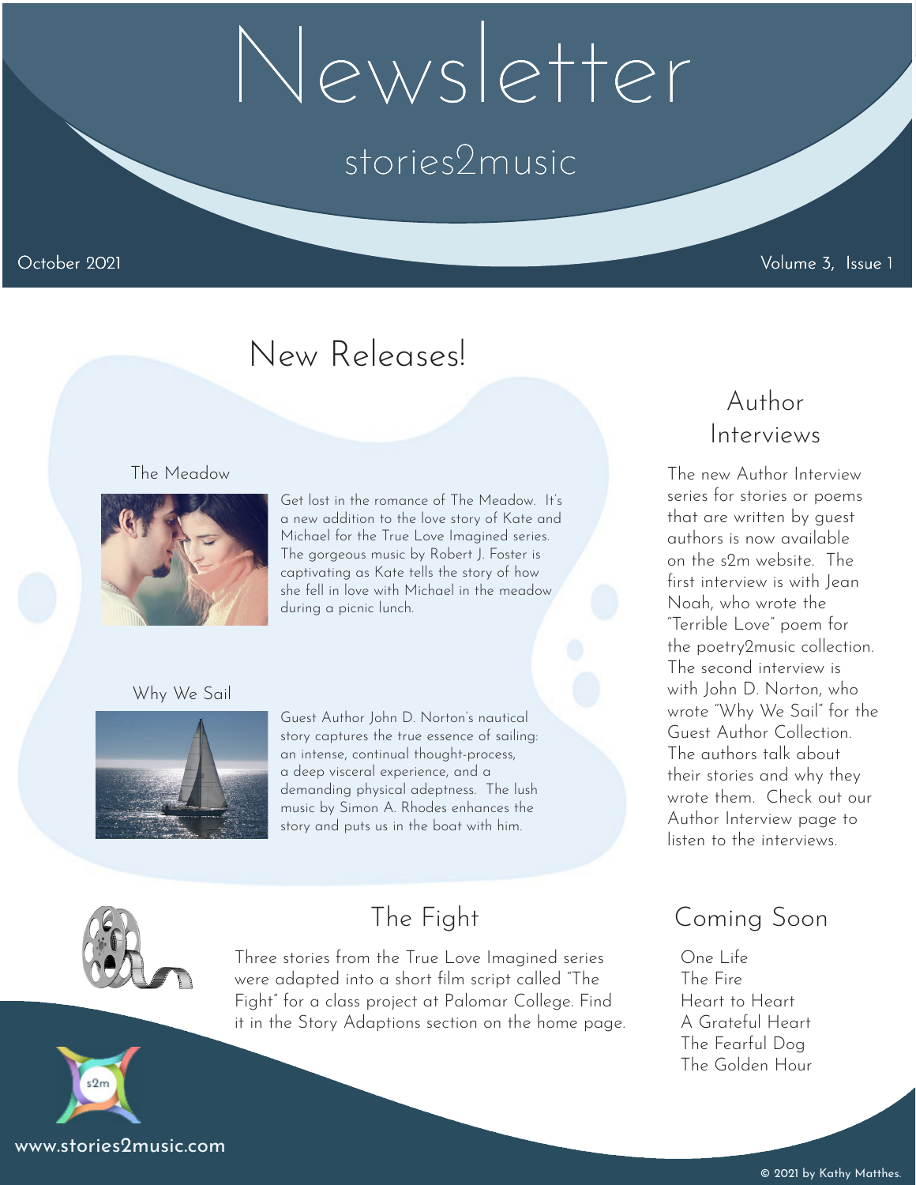# Newsletter

## stories2music

October 2021

Volume 3, Issue 1

## New Releases!

### The Meadow

Get lost in the romance of The Meadow. It's a new addition to the love story of Kate and Michael for the True Love Imagined series. The gorgeous music by Robert J. Foster is captivating as Kate tells the story of how she fell in love with Michael in the meadow during a picnic lunch.

### Why We Sail

Guest Author John D. Norton's nautical story captures the true essence of sailing: an intense, continual thought-process, a deep visceral experience, and a demanding physical adeptness. The lush music by Simon A. Rhodes enhances the story and puts us in the boat with him.

## Author Interviews

The new Author Interview series for stories or poems that are written by guest authors is now available on the s2m website. The first interview is with Jean Noah, who wrote the "Terrible Love" poem for the poetry2music collection. The second interview is with John D. Norton, who wrote "Why We Sail" for the Guest Author Collection. The authors talk about their stories and why they wrote them. Check out our Author Interview page to listen to the interviews.

## The Fight

Three stories from the True Love Imagined series were adapted into a short film script called "The Fight" for a class project at Palomar College. Find it in the Story Adaptions section on the home page.

## Coming Soon

One Life
The Fire
Heart to Heart
A Grateful Heart
The Fearful Dog
The Golden Hour

s2m

www.stories2music.com

© 2021 by Kathy Matthes.